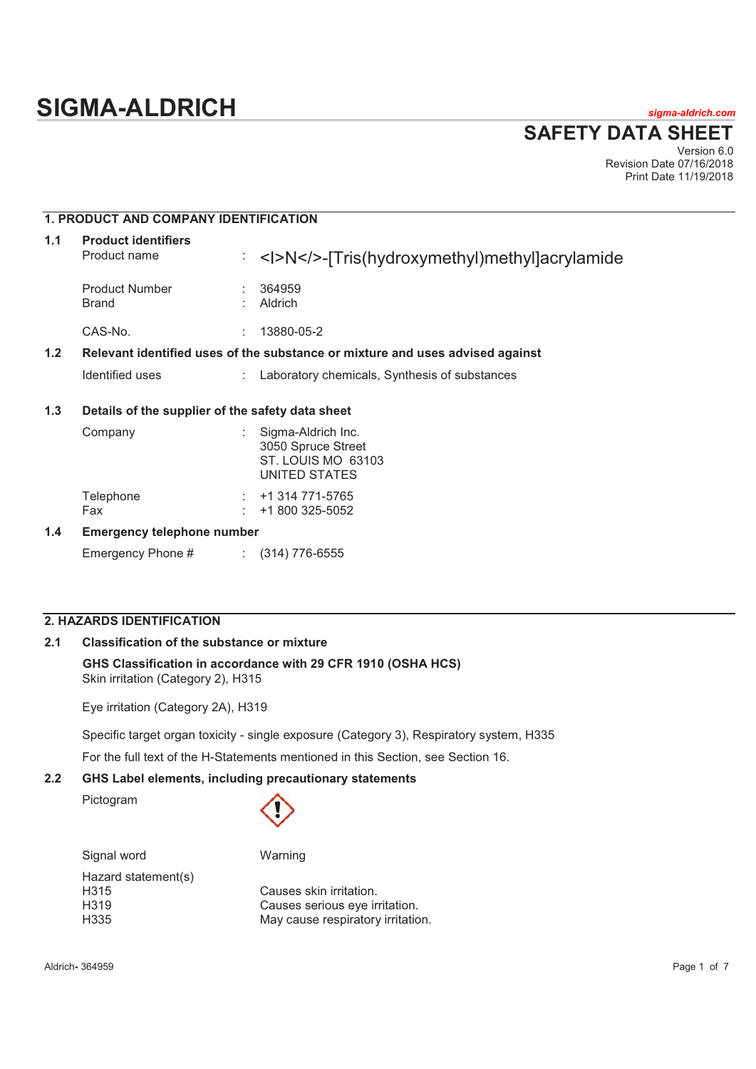# SIGMA-ALDRICH

sigma-aldrich.com

## SAFETY DATA SHEET

Version 6.0
Revision Date 07/16/2018
Print Date 11/19/2018

## 1. PRODUCT AND COMPANY IDENTIFICATION

### 1.1 Product identifiers

Product name : <I>N</>-[Tris(hydroxymethyl)methyl]acrylamide

Product Number : 364959
Brand : Aldrich

CAS-No. : 13880-05-2

### 1.2 Relevant identified uses of the substance or mixture and uses advised against

Identified uses : Laboratory chemicals, Synthesis of substances

### 1.3 Details of the supplier of the safety data sheet

Company : Sigma-Aldrich Inc.
3050 Spruce Street
ST. LOUIS MO 63103
UNITED STATES

Telephone : +1 314 771-5765
Fax : +1 800 325-5052

### 1.4 Emergency telephone number

Emergency Phone # : (314) 776-6555

## 2. HAZARDS IDENTIFICATION

### 2.1 Classification of the substance or mixture

**GHS Classification in accordance with 29 CFR 1910 (OSHA HCS)**
Skin irritation (Category 2), H315

Eye irritation (Category 2A), H319

Specific target organ toxicity - single exposure (Category 3), Respiratory system, H335

For the full text of the H-Statements mentioned in this Section, see Section 16.

### 2.2 GHS Label elements, including precautionary statements

Pictogram

Signal word: Warning

Hazard statement(s)
H315 Causes skin irritation.
H319 Causes serious eye irritation.
H335 May cause respiratory irritation.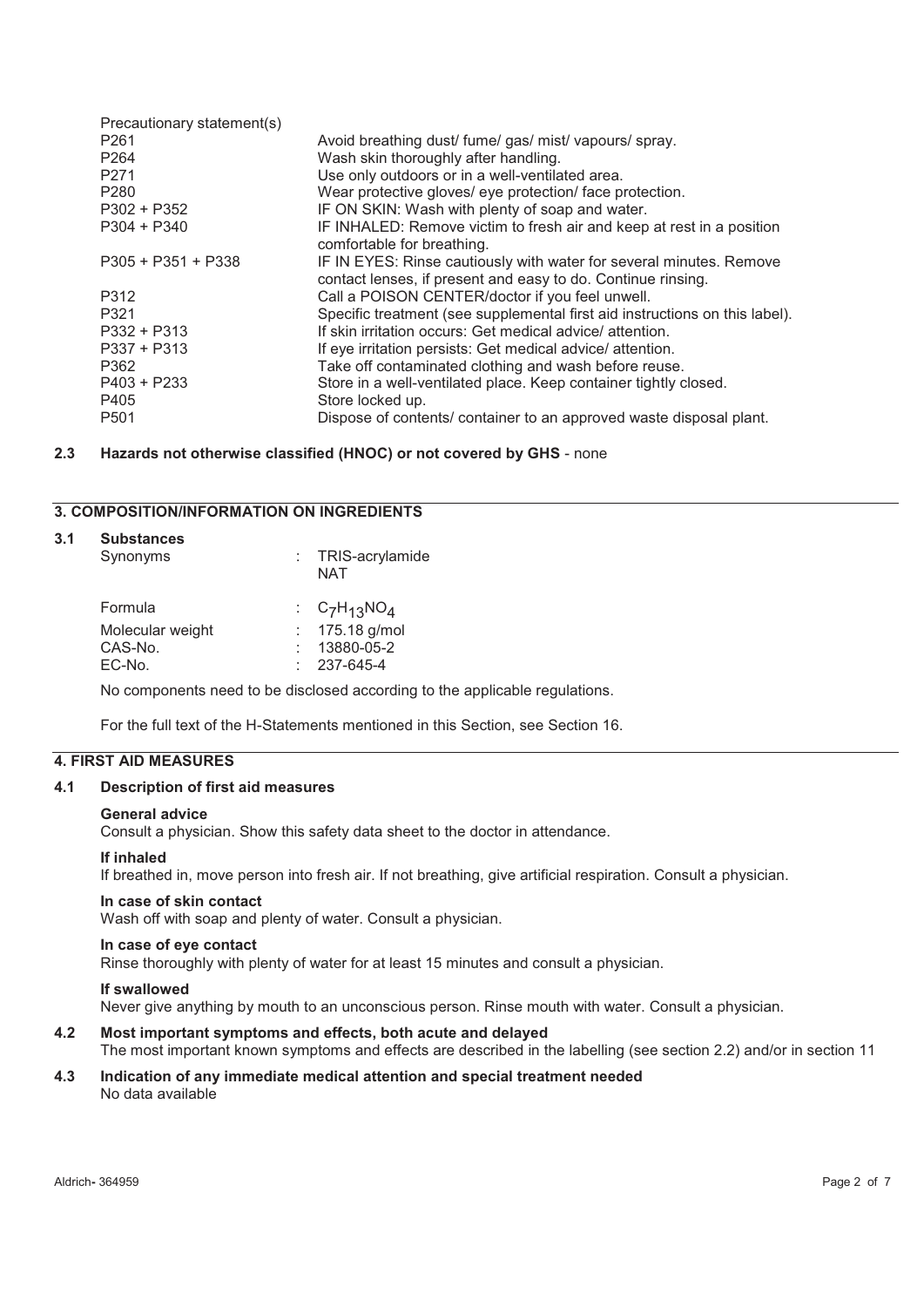Precautionary statement(s)

| | |
|---|---|
| P261 | Avoid breathing dust/ fume/ gas/ mist/ vapours/ spray. |
| P264 | Wash skin thoroughly after handling. |
| P271 | Use only outdoors or in a well-ventilated area. |
| P280 | Wear protective gloves/ eye protection/ face protection. |
| P302 + P352 | IF ON SKIN: Wash with plenty of soap and water. |
| P304 + P340 | IF INHALED: Remove victim to fresh air and keep at rest in a position comfortable for breathing. |
| P305 + P351 + P338 | IF IN EYES: Rinse cautiously with water for several minutes. Remove contact lenses, if present and easy to do. Continue rinsing. |
| P312 | Call a POISON CENTER/doctor if you feel unwell. |
| P321 | Specific treatment (see supplemental first aid instructions on this label). |
| P332 + P313 | If skin irritation occurs: Get medical advice/ attention. |
| P337 + P313 | If eye irritation persists: Get medical advice/ attention. |
| P362 | Take off contaminated clothing and wash before reuse. |
| P403 + P233 | Store in a well-ventilated place. Keep container tightly closed. |
| P405 | Store locked up. |
| P501 | Dispose of contents/ container to an approved waste disposal plant. |

**2.3 Hazards not otherwise classified (HNOC) or not covered by GHS** - none

## 3. COMPOSITION/INFORMATION ON INGREDIENTS

**3.1 Substances**

| | |
|---|---|
| Synonyms | : TRIS-acrylamide<br>NAT |
| Formula | : $C_7H_{13}NO_4$ |
| Molecular weight | : 175.18 g/mol |
| CAS-No. | : 13880-05-2 |
| EC-No. | : 237-645-4 |

No components need to be disclosed according to the applicable regulations.

For the full text of the H-Statements mentioned in this Section, see Section 16.

## 4. FIRST AID MEASURES

**4.1 Description of first aid measures**

**General advice**
Consult a physician. Show this safety data sheet to the doctor in attendance.

**If inhaled**
If breathed in, move person into fresh air. If not breathing, give artificial respiration. Consult a physician.

**In case of skin contact**
Wash off with soap and plenty of water. Consult a physician.

**In case of eye contact**
Rinse thoroughly with plenty of water for at least 15 minutes and consult a physician.

**If swallowed**
Never give anything by mouth to an unconscious person. Rinse mouth with water. Consult a physician.

**4.2 Most important symptoms and effects, both acute and delayed**
The most important known symptoms and effects are described in the labelling (see section 2.2) and/or in section 11

**4.3 Indication of any immediate medical attention and special treatment needed**
No data available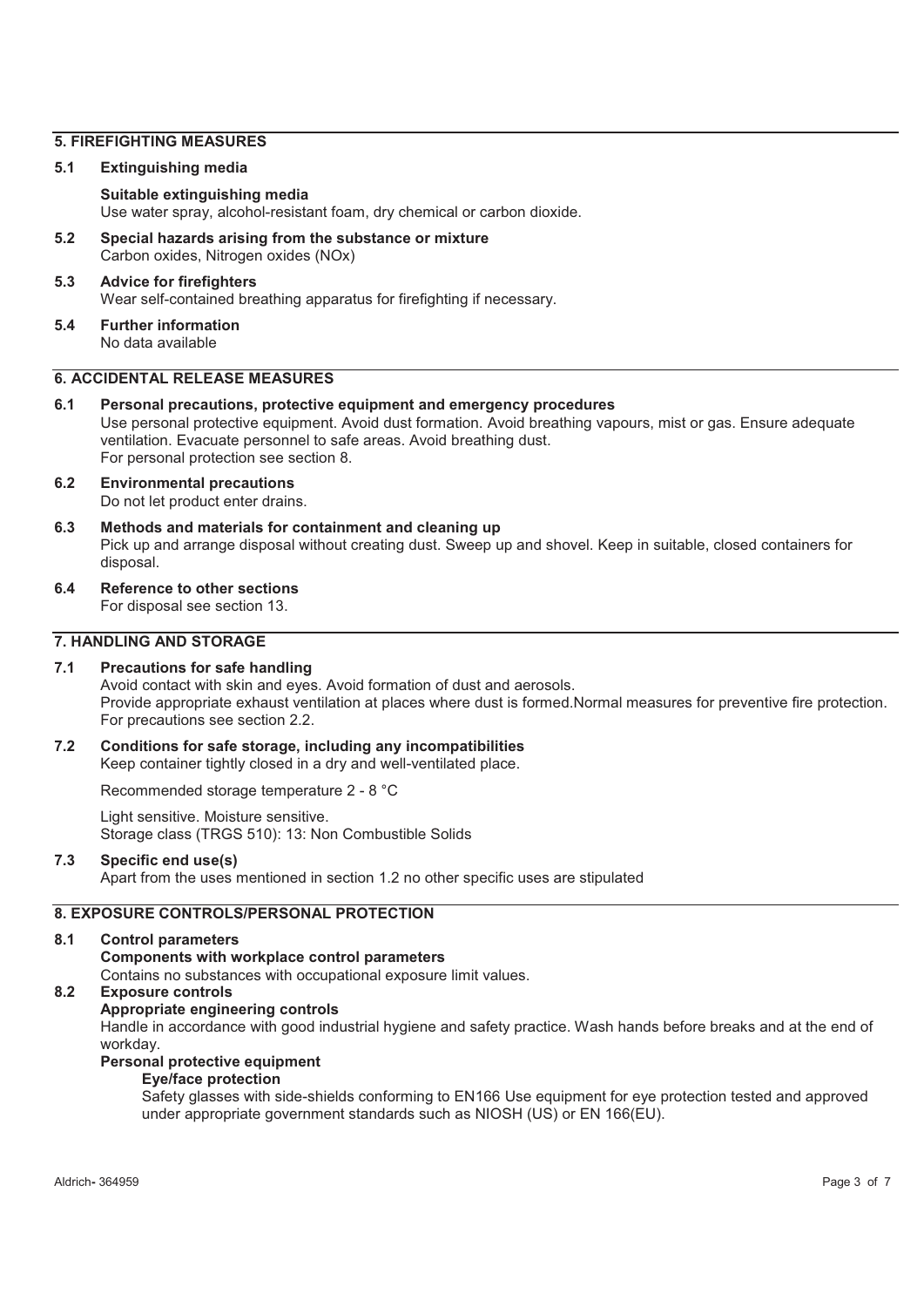## 5. FIREFIGHTING MEASURES

**5.1 Extinguishing media**

**Suitable extinguishing media**
Use water spray, alcohol-resistant foam, dry chemical or carbon dioxide.

**5.2 Special hazards arising from the substance or mixture**
Carbon oxides, Nitrogen oxides (NOx)

**5.3 Advice for firefighters**
Wear self-contained breathing apparatus for firefighting if necessary.

**5.4 Further information**
No data available

## 6. ACCIDENTAL RELEASE MEASURES

**6.1 Personal precautions, protective equipment and emergency procedures**
Use personal protective equipment. Avoid dust formation. Avoid breathing vapours, mist or gas. Ensure adequate ventilation. Evacuate personnel to safe areas. Avoid breathing dust.
For personal protection see section 8.

**6.2 Environmental precautions**
Do not let product enter drains.

**6.3 Methods and materials for containment and cleaning up**
Pick up and arrange disposal without creating dust. Sweep up and shovel. Keep in suitable, closed containers for disposal.

**6.4 Reference to other sections**
For disposal see section 13.

## 7. HANDLING AND STORAGE

**7.1 Precautions for safe handling**
Avoid contact with skin and eyes. Avoid formation of dust and aerosols.
Provide appropriate exhaust ventilation at places where dust is formed.Normal measures for preventive fire protection.
For precautions see section 2.2.

**7.2 Conditions for safe storage, including any incompatibilities**
Keep container tightly closed in a dry and well-ventilated place.

Recommended storage temperature 2 - 8 °C

Light sensitive. Moisture sensitive.
Storage class (TRGS 510): 13: Non Combustible Solids

**7.3 Specific end use(s)**
Apart from the uses mentioned in section 1.2 no other specific uses are stipulated

## 8. EXPOSURE CONTROLS/PERSONAL PROTECTION

**8.1 Control parameters**
**Components with workplace control parameters**
Contains no substances with occupational exposure limit values.

**8.2 Exposure controls**
**Appropriate engineering controls**
Handle in accordance with good industrial hygiene and safety practice. Wash hands before breaks and at the end of workday.

**Personal protective equipment**

**Eye/face protection**
Safety glasses with side-shields conforming to EN166 Use equipment for eye protection tested and approved under appropriate government standards such as NIOSH (US) or EN 166(EU).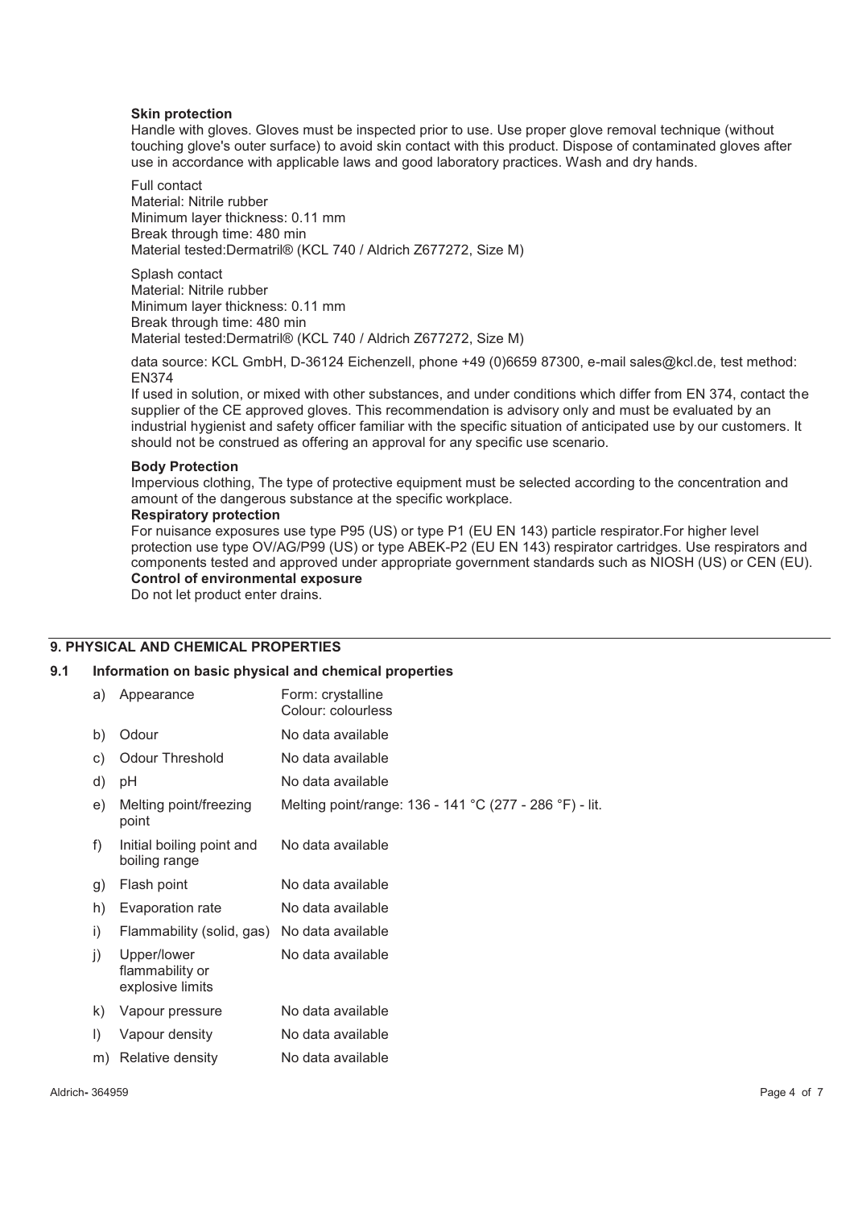**Skin protection**

Handle with gloves. Gloves must be inspected prior to use. Use proper glove removal technique (without touching glove's outer surface) to avoid skin contact with this product. Dispose of contaminated gloves after use in accordance with applicable laws and good laboratory practices. Wash and dry hands.

Full contact
Material: Nitrile rubber
Minimum layer thickness: 0.11 mm
Break through time: 480 min
Material tested:Dermatril® (KCL 740 / Aldrich Z677272, Size M)

Splash contact
Material: Nitrile rubber
Minimum layer thickness: 0.11 mm
Break through time: 480 min
Material tested:Dermatril® (KCL 740 / Aldrich Z677272, Size M)

data source: KCL GmbH, D-36124 Eichenzell, phone +49 (0)6659 87300, e-mail sales@kcl.de, test method: EN374

If used in solution, or mixed with other substances, and under conditions which differ from EN 374, contact the supplier of the CE approved gloves. This recommendation is advisory only and must be evaluated by an industrial hygienist and safety officer familiar with the specific situation of anticipated use by our customers. It should not be construed as offering an approval for any specific use scenario.

**Body Protection**

Impervious clothing, The type of protective equipment must be selected according to the concentration and amount of the dangerous substance at the specific workplace.

**Respiratory protection**

For nuisance exposures use type P95 (US) or type P1 (EU EN 143) particle respirator.For higher level protection use type OV/AG/P99 (US) or type ABEK-P2 (EU EN 143) respirator cartridges. Use respirators and components tested and approved under appropriate government standards such as NIOSH (US) or CEN (EU).

**Control of environmental exposure**

Do not let product enter drains.

## 9. PHYSICAL AND CHEMICAL PROPERTIES

### 9.1 Information on basic physical and chemical properties

| | Property | Value |
|---|---|---|
| a) | Appearance | Form: crystalline<br>Colour: colourless |
| b) | Odour | No data available |
| c) | Odour Threshold | No data available |
| d) | pH | No data available |
| e) | Melting point/freezing point | Melting point/range: 136 - 141 °C (277 - 286 °F) - lit. |
| f) | Initial boiling point and boiling range | No data available |
| g) | Flash point | No data available |
| h) | Evaporation rate | No data available |
| i) | Flammability (solid, gas) | No data available |
| j) | Upper/lower flammability or explosive limits | No data available |
| k) | Vapour pressure | No data available |
| l) | Vapour density | No data available |
| m) | Relative density | No data available |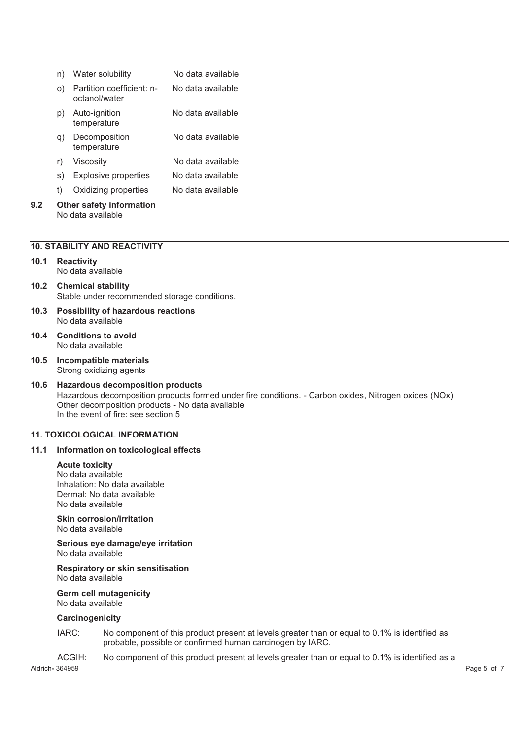| | | |
|---|---|---|
| n) | Water solubility | No data available |
| o) | Partition coefficient: n-octanol/water | No data available |
| p) | Auto-ignition temperature | No data available |
| q) | Decomposition temperature | No data available |
| r) | Viscosity | No data available |
| s) | Explosive properties | No data available |
| t) | Oxidizing properties | No data available |

**9.2 Other safety information**

No data available

## 10. STABILITY AND REACTIVITY

**10.1 Reactivity**

No data available

**10.2 Chemical stability**

Stable under recommended storage conditions.

**10.3 Possibility of hazardous reactions**

No data available

**10.4 Conditions to avoid**

No data available

**10.5 Incompatible materials**

Strong oxidizing agents

**10.6 Hazardous decomposition products**

Hazardous decomposition products formed under fire conditions. - Carbon oxides, Nitrogen oxides (NOx)
Other decomposition products - No data available
In the event of fire: see section 5

## 11. TOXICOLOGICAL INFORMATION

**11.1 Information on toxicological effects**

**Acute toxicity**

No data available
Inhalation: No data available
Dermal: No data available
No data available

**Skin corrosion/irritation**

No data available

**Serious eye damage/eye irritation**

No data available

**Respiratory or skin sensitisation**

No data available

**Germ cell mutagenicity**

No data available

**Carcinogenicity**

IARC: No component of this product present at levels greater than or equal to 0.1% is identified as probable, possible or confirmed human carcinogen by IARC.

ACGIH: No component of this product present at levels greater than or equal to 0.1% is identified as a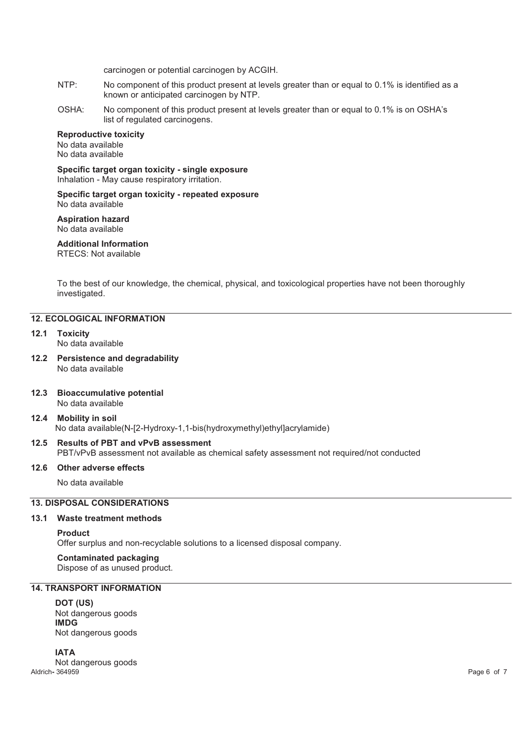carcinogen or potential carcinogen by ACGIH.

NTP: No component of this product present at levels greater than or equal to 0.1% is identified as a known or anticipated carcinogen by NTP.

OSHA: No component of this product present at levels greater than or equal to 0.1% is on OSHA's list of regulated carcinogens.

**Reproductive toxicity**
No data available
No data available

**Specific target organ toxicity - single exposure**
Inhalation - May cause respiratory irritation.

**Specific target organ toxicity - repeated exposure**
No data available

**Aspiration hazard**
No data available

**Additional Information**
RTECS: Not available

To the best of our knowledge, the chemical, physical, and toxicological properties have not been thoroughly investigated.

## 12. ECOLOGICAL INFORMATION

**12.1 Toxicity**
No data available

**12.2 Persistence and degradability**
No data available

**12.3 Bioaccumulative potential**
No data available

**12.4 Mobility in soil**
No data available(N-[2-Hydroxy-1,1-bis(hydroxymethyl)ethyl]acrylamide)

**12.5 Results of PBT and vPvB assessment**
PBT/vPvB assessment not available as chemical safety assessment not required/not conducted

**12.6 Other adverse effects**

No data available

## 13. DISPOSAL CONSIDERATIONS

**13.1 Waste treatment methods**

**Product**
Offer surplus and non-recyclable solutions to a licensed disposal company.

**Contaminated packaging**
Dispose of as unused product.

## 14. TRANSPORT INFORMATION

**DOT (US)**
Not dangerous goods
**IMDG**
Not dangerous goods

**IATA**
Not dangerous goods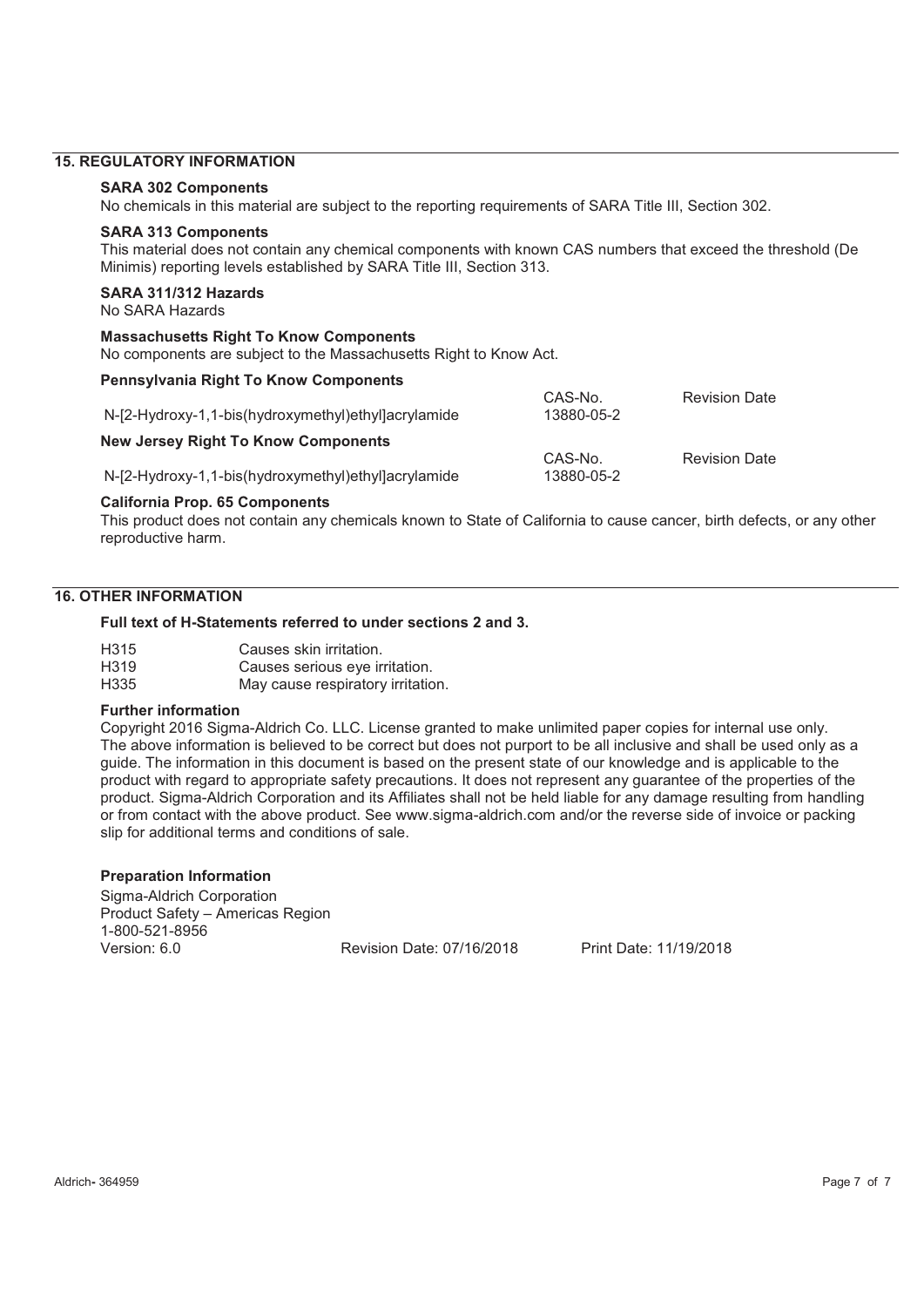## 15. REGULATORY INFORMATION

**SARA 302 Components**

No chemicals in this material are subject to the reporting requirements of SARA Title III, Section 302.

**SARA 313 Components**

This material does not contain any chemical components with known CAS numbers that exceed the threshold (De Minimis) reporting levels established by SARA Title III, Section 313.

**SARA 311/312 Hazards**

No SARA Hazards

**Massachusetts Right To Know Components**

No components are subject to the Massachusetts Right to Know Act.

**Pennsylvania Right To Know Components**

| | CAS-No. | Revision Date |
|---|---|---|
| N-[2-Hydroxy-1,1-bis(hydroxymethyl)ethyl]acrylamide | 13880-05-2 | |

**New Jersey Right To Know Components**

| | CAS-No. | Revision Date |
|---|---|---|
| N-[2-Hydroxy-1,1-bis(hydroxymethyl)ethyl]acrylamide | 13880-05-2 | |

**California Prop. 65 Components**

This product does not contain any chemicals known to State of California to cause cancer, birth defects, or any other reproductive harm.

## 16. OTHER INFORMATION

**Full text of H-Statements referred to under sections 2 and 3.**

| | |
|---|---|
| H315 | Causes skin irritation. |
| H319 | Causes serious eye irritation. |
| H335 | May cause respiratory irritation. |

**Further information**

Copyright 2016 Sigma-Aldrich Co. LLC. License granted to make unlimited paper copies for internal use only. The above information is believed to be correct but does not purport to be all inclusive and shall be used only as a guide. The information in this document is based on the present state of our knowledge and is applicable to the product with regard to appropriate safety precautions. It does not represent any guarantee of the properties of the product. Sigma-Aldrich Corporation and its Affiliates shall not be held liable for any damage resulting from handling or from contact with the above product. See www.sigma-aldrich.com and/or the reverse side of invoice or packing slip for additional terms and conditions of sale.

**Preparation Information**

Sigma-Aldrich Corporation
Product Safety – Americas Region
1-800-521-8956

Version: 6.0    Revision Date: 07/16/2018    Print Date: 11/19/2018